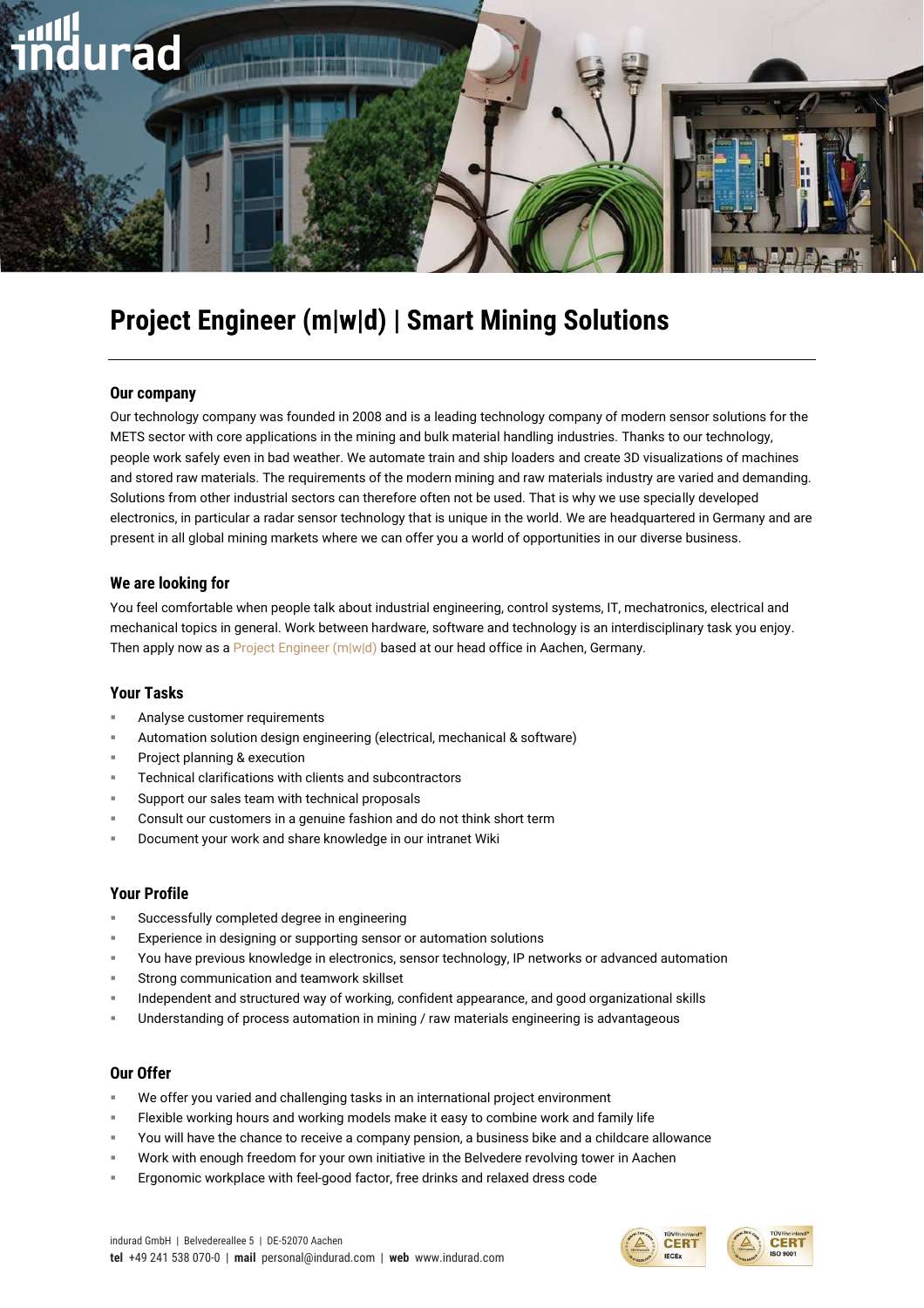# Project Engineer (m|w|d) | Smart Mining Solutions

## Our company

Our technology company was founded in 2008 and is a leading technology company of modern sensor solutions for the METS sector with core applications in the mining and bulk material handling industries. Thanks to our technology, people work safely even in bad weather. We automate train and ship loaders and create 3D visualizations of machines and stored raw materials. The requirements of the modern mining and raw materials industry are varied and demanding. Solutions from other industrial sectors can therefore often not be used. That is why we use specially developed electronics, in particular a radar sensor technology that is unique in the world. We are headquartered in Germany and are present in all global mining markets where we can offer you a world of opportunities in our diverse business.

## We are looking for

You feel comfortable when people talk about industrial engineering, control systems, IT, mechatronics, electrical and mechanical topics in general. Work between hardware, software and technology is an interdisciplinary task you enjoy. Then apply now as a Project Engineer (m|w|d) based at our head office in Aachen, Germany.

## Your Tasks

- Analyse customer requirements
- Automation solution design engineering (electrical, mechanical & software)
- Project planning & execution
- Technical clarifications with clients and subcontractors
- Support our sales team with technical proposals
- Consult our customers in a genuine fashion and do not think short term
- Document your work and share knowledge in our intranet Wiki

## Your Profile

- Successfully completed degree in engineering
- Experience in designing or supporting sensor or automation solutions
- You have previous knowledge in electronics, sensor technology, IP networks or advanced automation
- Strong communication and teamwork skillset
- Independent and structured way of working, confident appearance, and good organizational skills
- Understanding of process automation in mining / raw materials engineering is advantageous

## Our Offer

- We offer you varied and challenging tasks in an international project environment
- Flexible working hours and working models make it easy to combine work and family life
- You will have the chance to receive a company pension, a business bike and a childcare allowance
- Work with enough freedom for your own initiative in the Belvedere revolving tower in Aachen
- Ergonomic workplace with feel-good factor, free drinks and relaxed dress code

indurad GmbH | Belvedereallee 5 | DE-52070 Aachen
**tel** +49 241 538 070-0 | **mail** personal@indurad.com | **web** www.indurad.com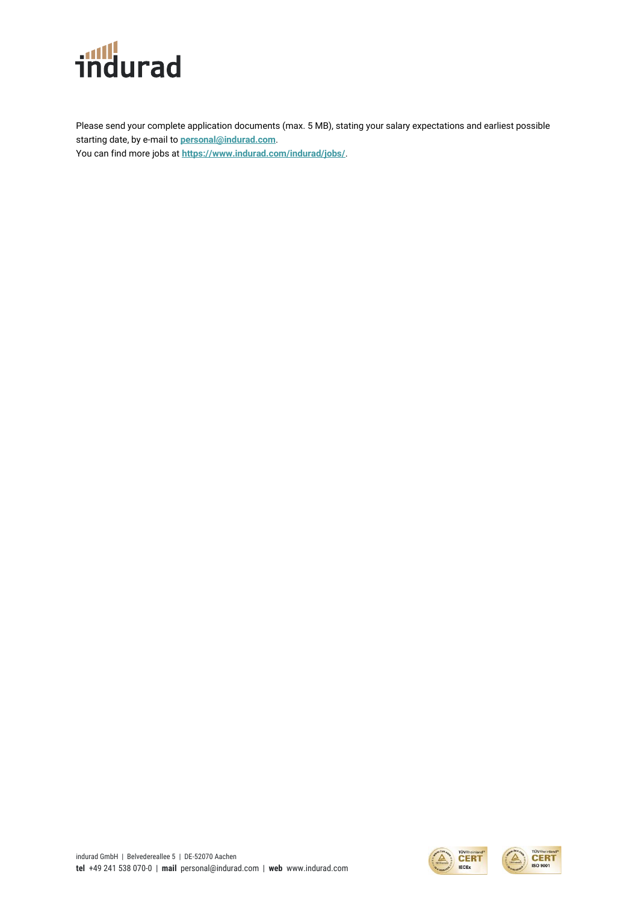Please send your complete application documents (max. 5 MB), stating your salary expectations and earliest possible starting date, by e-mail to **personal@indurad.com**.
You can find more jobs at **https://www.indurad.com/indurad/jobs/**.